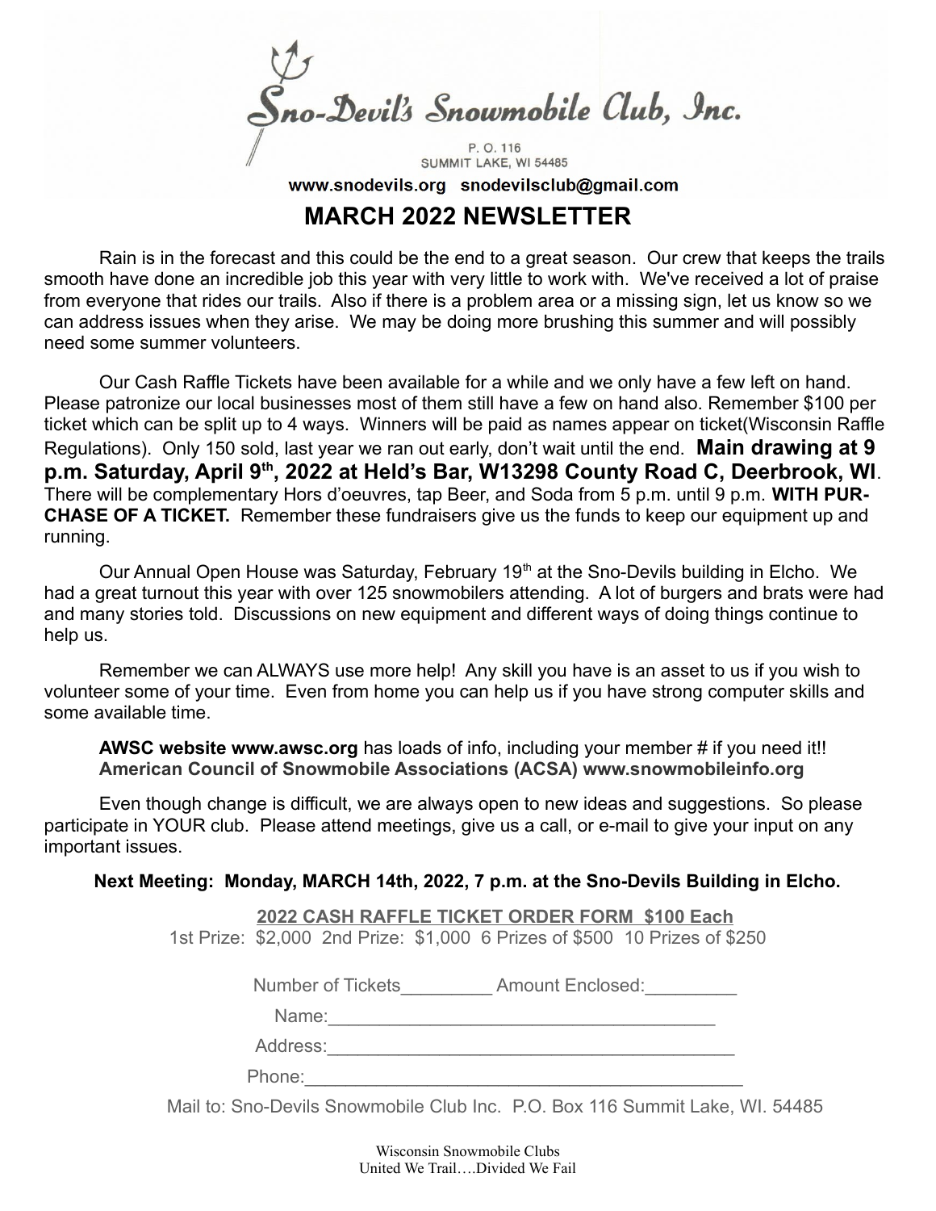# Sno-Devil's Snowmobile Club, Inc.

P. O. 116
SUMMIT LAKE, WI 54485

**www.snodevils.org snodevilsclub@gmail.com**

## MARCH 2022 NEWSLETTER

Rain is in the forecast and this could be the end to a great season. Our crew that keeps the trails smooth have done an incredible job this year with very little to work with. We've received a lot of praise from everyone that rides our trails. Also if there is a problem area or a missing sign, let us know so we can address issues when they arise. We may be doing more brushing this summer and will possibly need some summer volunteers.

Our Cash Raffle Tickets have been available for a while and we only have a few left on hand. Please patronize our local businesses most of them still have a few on hand also. Remember $100 per ticket which can be split up to 4 ways. Winners will be paid as names appear on ticket(Wisconsin Raffle Regulations). Only 150 sold, last year we ran out early, don't wait until the end. **Main drawing at 9 p.m. Saturday, April 9th, 2022 at Held's Bar, W13298 County Road C, Deerbrook, WI**. There will be complementary Hors d'oeuvres, tap Beer, and Soda from 5 p.m. until 9 p.m. **WITH PURCHASE OF A TICKET.** Remember these fundraisers give us the funds to keep our equipment up and running.

Our Annual Open House was Saturday, February 19th at the Sno-Devils building in Elcho. We had a great turnout this year with over 125 snowmobilers attending. A lot of burgers and brats were had and many stories told. Discussions on new equipment and different ways of doing things continue to help us.

Remember we can ALWAYS use more help! Any skill you have is an asset to us if you wish to volunteer some of your time. Even from home you can help us if you have strong computer skills and some available time.

**AWSC website www.awsc.org** has loads of info, including your member # if you need it!!
**American Council of Snowmobile Associations (ACSA) www.snowmobileinfo.org**

Even though change is difficult, we are always open to new ideas and suggestions. So please participate in YOUR club. Please attend meetings, give us a call, or e-mail to give your input on any important issues.

**Next Meeting: Monday, MARCH 14th, 2022, 7 p.m. at the Sno-Devils Building in Elcho.**

**2022 CASH RAFFLE TICKET ORDER FORM $100 Each**

1st Prize: $2,000 2nd Prize: $1,000 6 Prizes of $500 10 Prizes of $250

Number of Tickets_________ Amount Enclosed:_________

Name:_______________________________________

Address:_________________________________________

Phone:_____________________________________________

Mail to: Sno-Devils Snowmobile Club Inc. P.O. Box 116 Summit Lake, WI. 54485

Wisconsin Snowmobile Clubs
United We Trail….Divided We Fail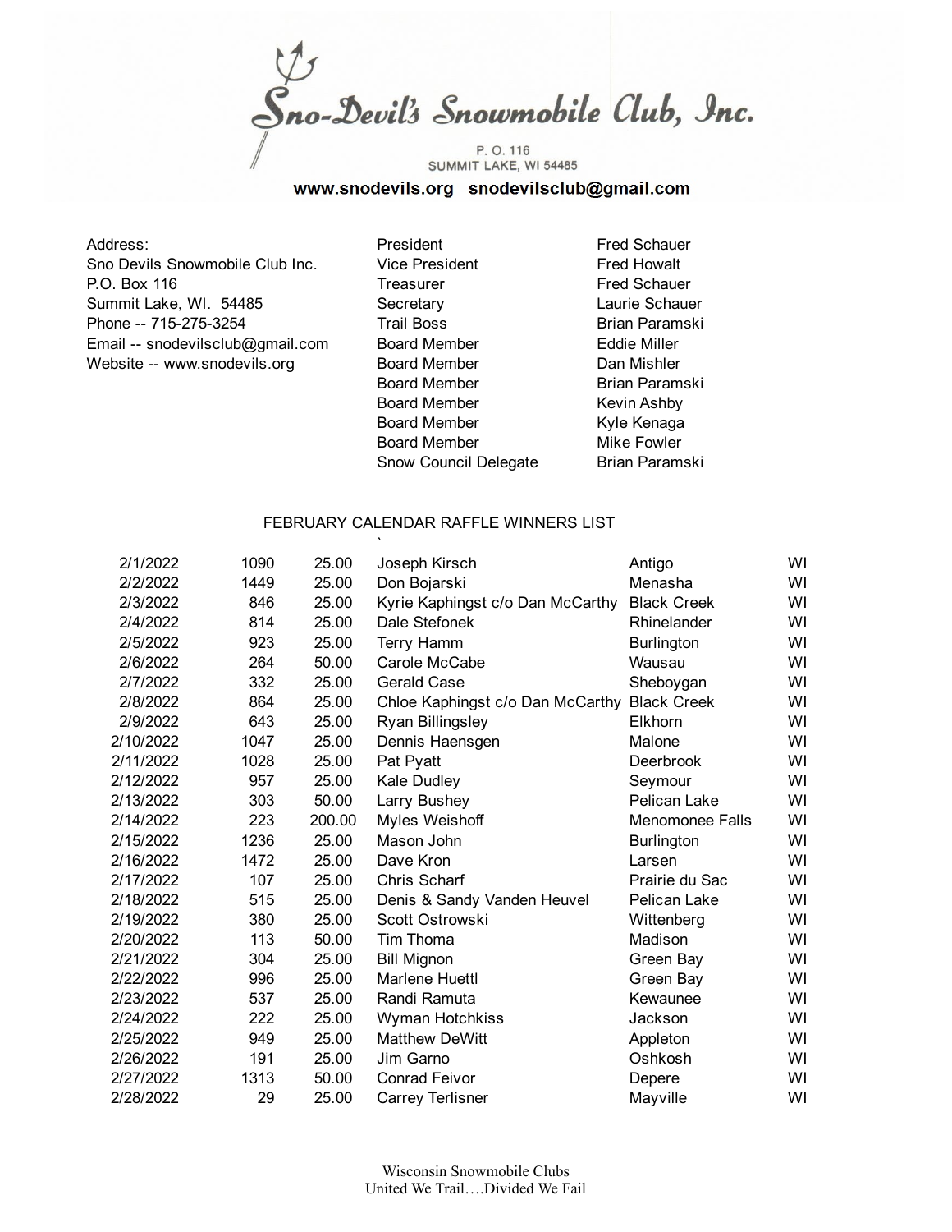# Sno-Devil's Snowmobile Club, Inc.

P. O. 116
SUMMIT LAKE, WI 54485

**www.snodevils.org snodevilsclub@gmail.com**

Address:
Sno Devils Snowmobile Club Inc.
P.O. Box 116
Summit Lake, WI. 54485
Phone -- 715-275-3254
Email -- snodevilsclub@gmail.com
Website -- www.snodevils.org

| | |
|---|---|
| President | Fred Schauer |
| Vice President | Fred Howalt |
| Treasurer | Fred Schauer |
| Secretary | Laurie Schauer |
| Trail Boss | Brian Paramski |
| Board Member | Eddie Miller |
| Board Member | Dan Mishler |
| Board Member | Brian Paramski |
| Board Member | Kevin Ashby |
| Board Member | Kyle Kenaga |
| Board Member | Mike Fowler |
| Snow Council Delegate | Brian Paramski |

## FEBRUARY CALENDAR RAFFLE WINNERS LIST

| | | | | | |
|---|---|---|---|---|---|
| 2/1/2022 | 1090 | 25.00 | Joseph Kirsch | Antigo | WI |
| 2/2/2022 | 1449 | 25.00 | Don Bojarski | Menasha | WI |
| 2/3/2022 | 846 | 25.00 | Kyrie Kaphingst c/o Dan McCarthy | Black Creek | WI |
| 2/4/2022 | 814 | 25.00 | Dale Stefonek | Rhinelander | WI |
| 2/5/2022 | 923 | 25.00 | Terry Hamm | Burlington | WI |
| 2/6/2022 | 264 | 50.00 | Carole McCabe | Wausau | WI |
| 2/7/2022 | 332 | 25.00 | Gerald Case | Sheboygan | WI |
| 2/8/2022 | 864 | 25.00 | Chloe Kaphingst c/o Dan McCarthy | Black Creek | WI |
| 2/9/2022 | 643 | 25.00 | Ryan Billingsley | Elkhorn | WI |
| 2/10/2022 | 1047 | 25.00 | Dennis Haensgen | Malone | WI |
| 2/11/2022 | 1028 | 25.00 | Pat Pyatt | Deerbrook | WI |
| 2/12/2022 | 957 | 25.00 | Kale Dudley | Seymour | WI |
| 2/13/2022 | 303 | 50.00 | Larry Bushey | Pelican Lake | WI |
| 2/14/2022 | 223 | 200.00 | Myles Weishoff | Menomonee Falls | WI |
| 2/15/2022 | 1236 | 25.00 | Mason John | Burlington | WI |
| 2/16/2022 | 1472 | 25.00 | Dave Kron | Larsen | WI |
| 2/17/2022 | 107 | 25.00 | Chris Scharf | Prairie du Sac | WI |
| 2/18/2022 | 515 | 25.00 | Denis & Sandy Vanden Heuvel | Pelican Lake | WI |
| 2/19/2022 | 380 | 25.00 | Scott Ostrowski | Wittenberg | WI |
| 2/20/2022 | 113 | 50.00 | Tim Thoma | Madison | WI |
| 2/21/2022 | 304 | 25.00 | Bill Mignon | Green Bay | WI |
| 2/22/2022 | 996 | 25.00 | Marlene Huettl | Green Bay | WI |
| 2/23/2022 | 537 | 25.00 | Randi Ramuta | Kewaunee | WI |
| 2/24/2022 | 222 | 25.00 | Wyman Hotchkiss | Jackson | WI |
| 2/25/2022 | 949 | 25.00 | Matthew DeWitt | Appleton | WI |
| 2/26/2022 | 191 | 25.00 | Jim Garno | Oshkosh | WI |
| 2/27/2022 | 1313 | 50.00 | Conrad Feivor | Depere | WI |
| 2/28/2022 | 29 | 25.00 | Carrey Terlisner | Mayville | WI |

Wisconsin Snowmobile Clubs
United We Trail….Divided We Fail